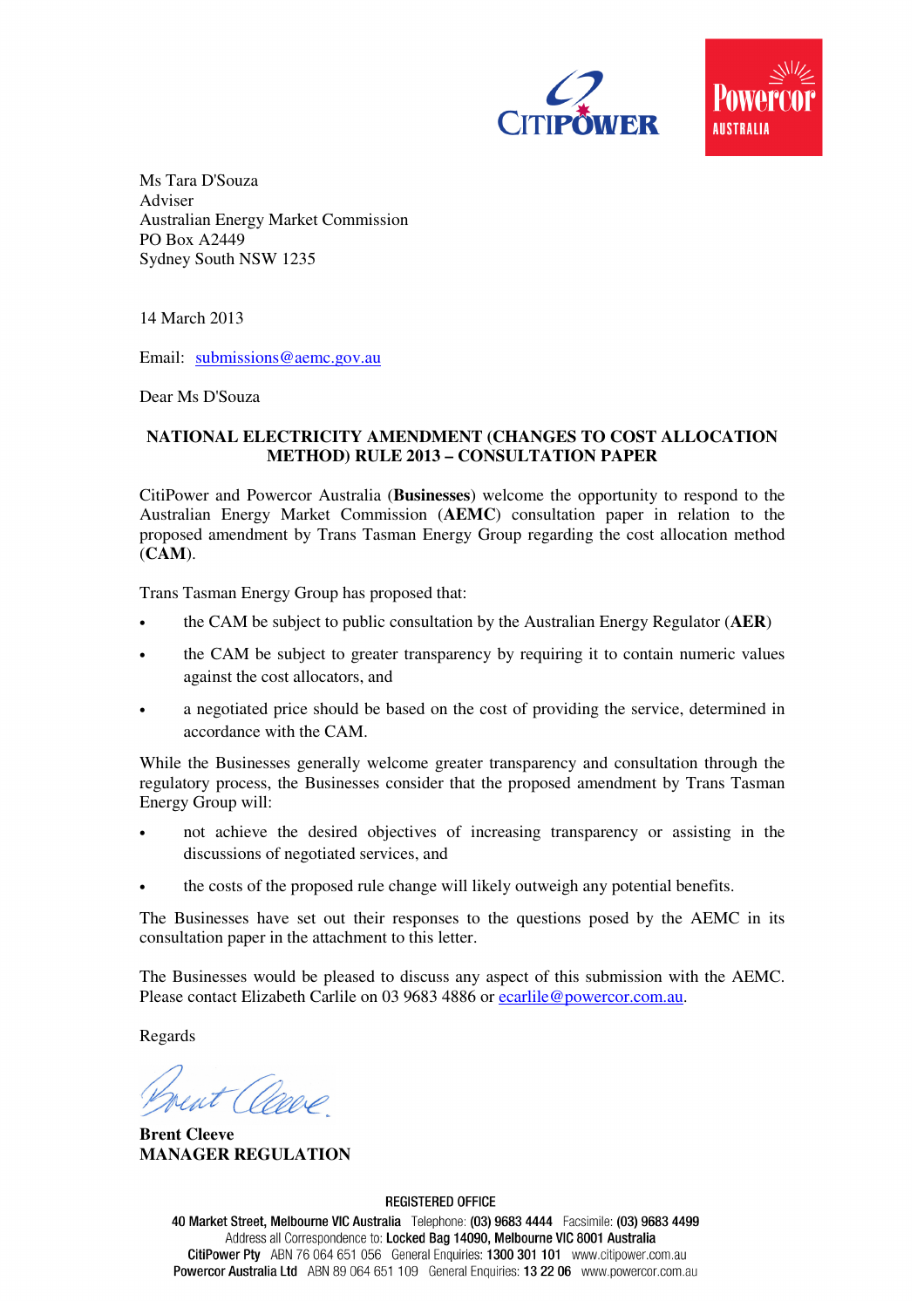Ms Tara D'Souza
Adviser
Australian Energy Market Commission
PO Box A2449
Sydney South NSW 1235

14 March 2013

Email: submissions@aemc.gov.au

Dear Ms D'Souza

**NATIONAL ELECTRICITY AMENDMENT (CHANGES TO COST ALLOCATION METHOD) RULE 2013 – CONSULTATION PAPER**

CitiPower and Powercor Australia (**Businesses**) welcome the opportunity to respond to the Australian Energy Market Commission (**AEMC**) consultation paper in relation to the proposed amendment by Trans Tasman Energy Group regarding the cost allocation method (**CAM**).

Trans Tasman Energy Group has proposed that:

- the CAM be subject to public consultation by the Australian Energy Regulator (**AER**)
- the CAM be subject to greater transparency by requiring it to contain numeric values against the cost allocators, and
- a negotiated price should be based on the cost of providing the service, determined in accordance with the CAM.

While the Businesses generally welcome greater transparency and consultation through the regulatory process, the Businesses consider that the proposed amendment by Trans Tasman Energy Group will:

- not achieve the desired objectives of increasing transparency or assisting in the discussions of negotiated services, and
- the costs of the proposed rule change will likely outweigh any potential benefits.

The Businesses have set out their responses to the questions posed by the AEMC in its consultation paper in the attachment to this letter.

The Businesses would be pleased to discuss any aspect of this submission with the AEMC. Please contact Elizabeth Carlile on 03 9683 4886 or ecarlile@powercor.com.au.

Regards

**Brent Cleeve**
**MANAGER REGULATION**

REGISTERED OFFICE
40 Market Street, Melbourne VIC Australia Telephone: (03) 9683 4444 Facsimile: (03) 9683 4499
Address all Correspondence to: Locked Bag 14090, Melbourne VIC 8001 Australia
CitiPower Pty ABN 76 064 651 056 General Enquiries: 1300 301 101 www.citipower.com.au
Powercor Australia Ltd ABN 89 064 651 109 General Enquiries: 13 22 06 www.powercor.com.au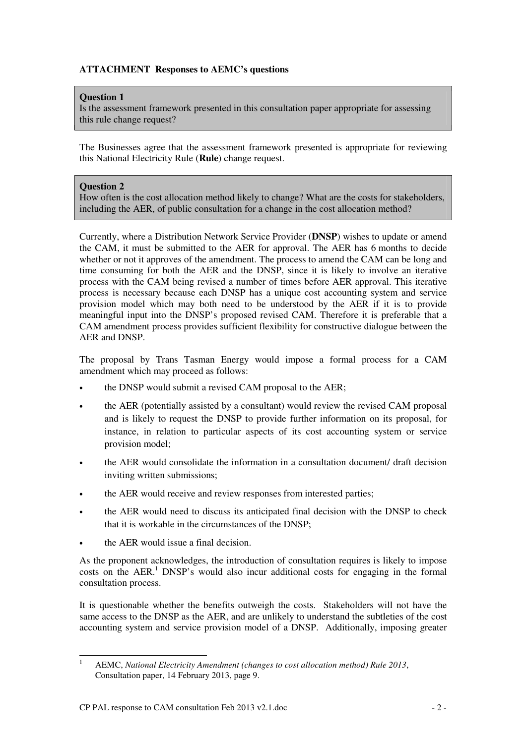**ATTACHMENT Responses to AEMC's questions**

> **Question 1**
> Is the assessment framework presented in this consultation paper appropriate for assessing this rule change request?

The Businesses agree that the assessment framework presented is appropriate for reviewing this National Electricity Rule (**Rule**) change request.

> **Question 2**
> How often is the cost allocation method likely to change? What are the costs for stakeholders, including the AER, of public consultation for a change in the cost allocation method?

Currently, where a Distribution Network Service Provider (**DNSP**) wishes to update or amend the CAM, it must be submitted to the AER for approval. The AER has 6 months to decide whether or not it approves of the amendment. The process to amend the CAM can be long and time consuming for both the AER and the DNSP, since it is likely to involve an iterative process with the CAM being revised a number of times before AER approval. This iterative process is necessary because each DNSP has a unique cost accounting system and service provision model which may both need to be understood by the AER if it is to provide meaningful input into the DNSP's proposed revised CAM. Therefore it is preferable that a CAM amendment process provides sufficient flexibility for constructive dialogue between the AER and DNSP.

The proposal by Trans Tasman Energy would impose a formal process for a CAM amendment which may proceed as follows:

- the DNSP would submit a revised CAM proposal to the AER;
- the AER (potentially assisted by a consultant) would review the revised CAM proposal and is likely to request the DNSP to provide further information on its proposal, for instance, in relation to particular aspects of its cost accounting system or service provision model;
- the AER would consolidate the information in a consultation document/ draft decision inviting written submissions;
- the AER would receive and review responses from interested parties;
- the AER would need to discuss its anticipated final decision with the DNSP to check that it is workable in the circumstances of the DNSP;
- the AER would issue a final decision.

As the proponent acknowledges, the introduction of consultation requires is likely to impose costs on the AER.[1] DNSP's would also incur additional costs for engaging in the formal consultation process.

It is questionable whether the benefits outweigh the costs. Stakeholders will not have the same access to the DNSP as the AER, and are unlikely to understand the subtleties of the cost accounting system and service provision model of a DNSP. Additionally, imposing greater

---

[1] AEMC, *National Electricity Amendment (changes to cost allocation method) Rule 2013*, Consultation paper, 14 February 2013, page 9.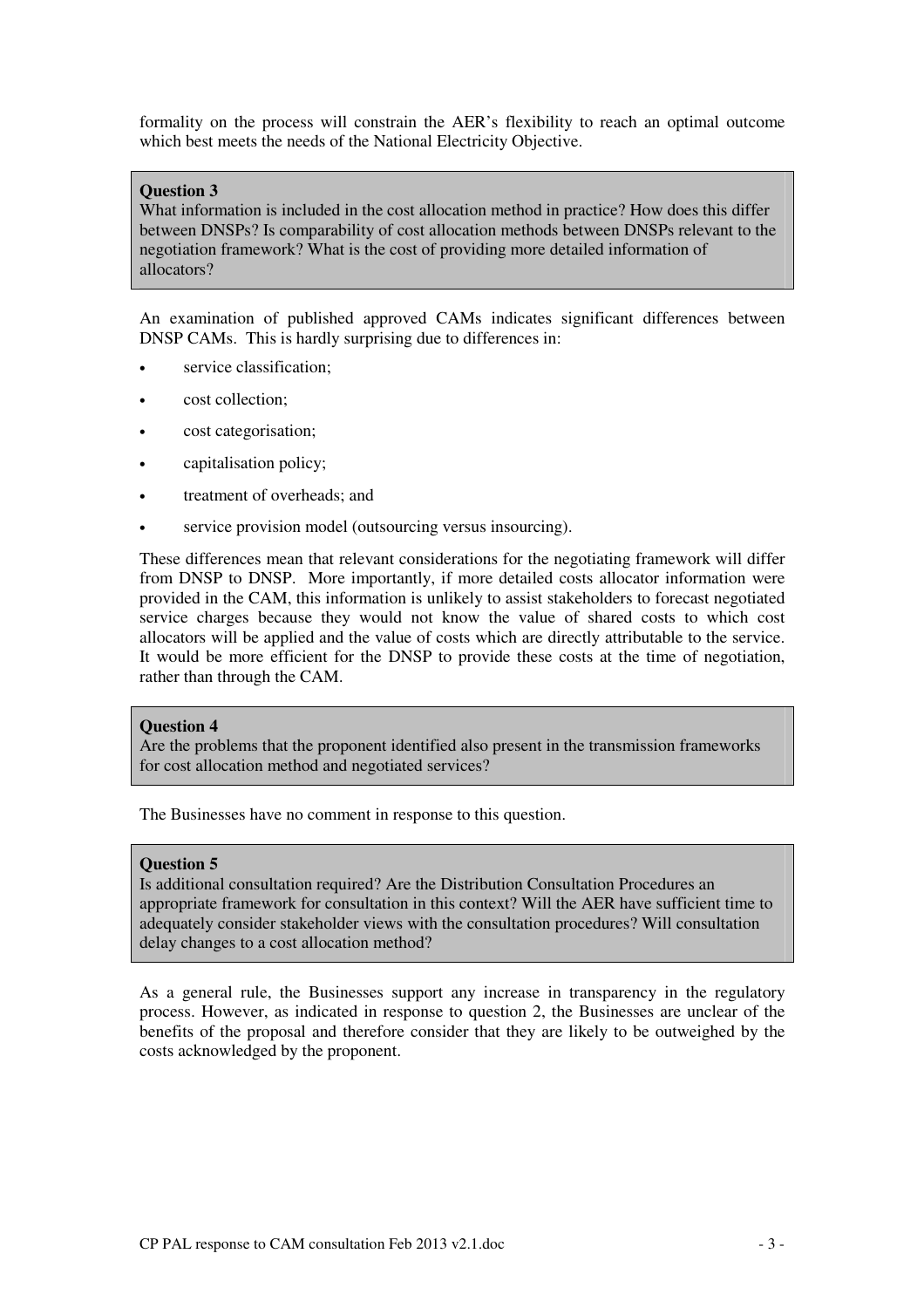formality on the process will constrain the AER's flexibility to reach an optimal outcome which best meets the needs of the National Electricity Objective.

**Question 3**
What information is included in the cost allocation method in practice? How does this differ between DNSPs? Is comparability of cost allocation methods between DNSPs relevant to the negotiation framework? What is the cost of providing more detailed information of allocators?

An examination of published approved CAMs indicates significant differences between DNSP CAMs. This is hardly surprising due to differences in:

- service classification;
- cost collection;
- cost categorisation;
- capitalisation policy;
- treatment of overheads; and
- service provision model (outsourcing versus insourcing).

These differences mean that relevant considerations for the negotiating framework will differ from DNSP to DNSP. More importantly, if more detailed costs allocator information were provided in the CAM, this information is unlikely to assist stakeholders to forecast negotiated service charges because they would not know the value of shared costs to which cost allocators will be applied and the value of costs which are directly attributable to the service. It would be more efficient for the DNSP to provide these costs at the time of negotiation, rather than through the CAM.

**Question 4**
Are the problems that the proponent identified also present in the transmission frameworks for cost allocation method and negotiated services?

The Businesses have no comment in response to this question.

**Question 5**
Is additional consultation required? Are the Distribution Consultation Procedures an appropriate framework for consultation in this context? Will the AER have sufficient time to adequately consider stakeholder views with the consultation procedures? Will consultation delay changes to a cost allocation method?

As a general rule, the Businesses support any increase in transparency in the regulatory process. However, as indicated in response to question 2, the Businesses are unclear of the benefits of the proposal and therefore consider that they are likely to be outweighed by the costs acknowledged by the proponent.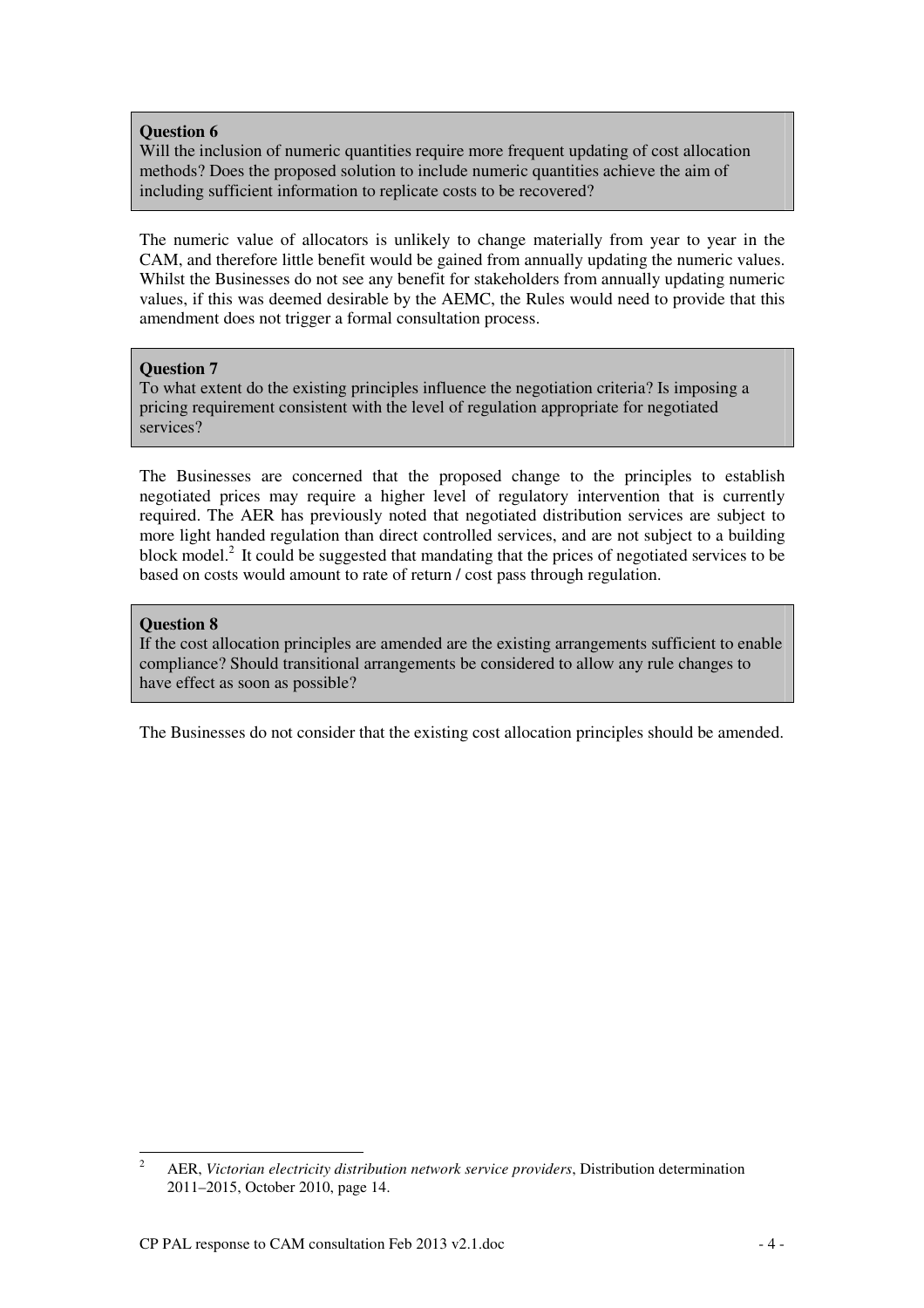**Question 6**
Will the inclusion of numeric quantities require more frequent updating of cost allocation methods? Does the proposed solution to include numeric quantities achieve the aim of including sufficient information to replicate costs to be recovered?

The numeric value of allocators is unlikely to change materially from year to year in the CAM, and therefore little benefit would be gained from annually updating the numeric values. Whilst the Businesses do not see any benefit for stakeholders from annually updating numeric values, if this was deemed desirable by the AEMC, the Rules would need to provide that this amendment does not trigger a formal consultation process.

**Question 7**
To what extent do the existing principles influence the negotiation criteria? Is imposing a pricing requirement consistent with the level of regulation appropriate for negotiated services?

The Businesses are concerned that the proposed change to the principles to establish negotiated prices may require a higher level of regulatory intervention that is currently required. The AER has previously noted that negotiated distribution services are subject to more light handed regulation than direct controlled services, and are not subject to a building block model.[2] It could be suggested that mandating that the prices of negotiated services to be based on costs would amount to rate of return / cost pass through regulation.

**Question 8**
If the cost allocation principles are amended are the existing arrangements sufficient to enable compliance? Should transitional arrangements be considered to allow any rule changes to have effect as soon as possible?

The Businesses do not consider that the existing cost allocation principles should be amended.

---

[2] AER, *Victorian electricity distribution network service providers*, Distribution determination 2011–2015, October 2010, page 14.